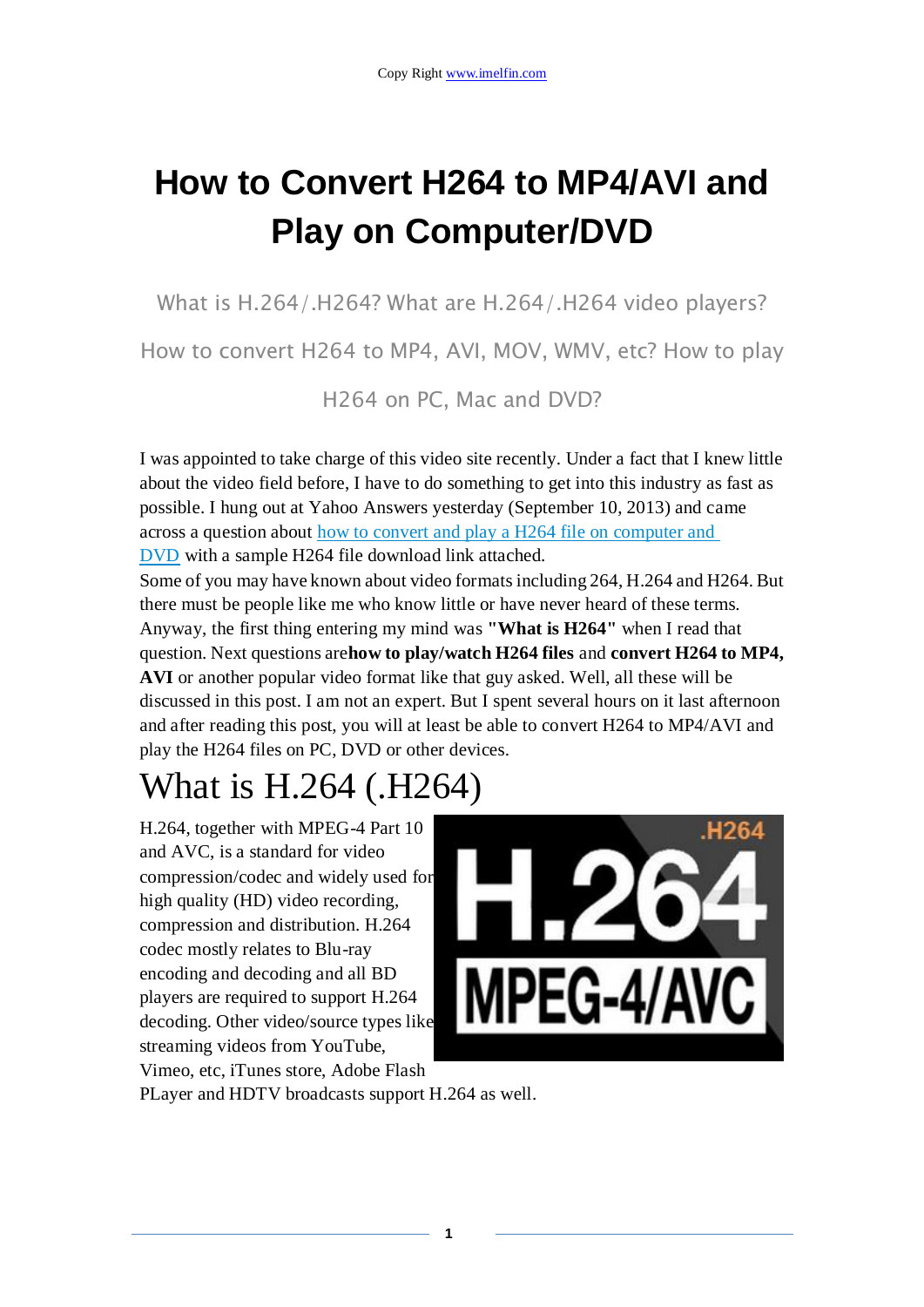# How to Convert H264 to MP4/AVI and Play on Computer/DVD

What is H.264/.H264? What are H.264/.H264 video players? How to convert H264 to MP4, AVI, MOV, WMV, etc? How to play H264 on PC, Mac and DVD?

I was appointed to take charge of this video site recently. Under a fact that I knew little about the video field before, I have to do something to get into this industry as fast as possible. I hung out at Yahoo Answers yesterday (September 10, 2013) and came across a question about how to convert and play a H264 file on computer and DVD with a sample H264 file download link attached.

Some of you may have known about video formats including 264, H.264 and H264. But there must be people like me who know little or have never heard of these terms. Anyway, the first thing entering my mind was **"What is H264"** when I read that question. Next questions are**how to play/watch H264 files** and **convert H264 to MP4, AVI** or another popular video format like that guy asked. Well, all these will be discussed in this post. I am not an expert. But I spent several hours on it last afternoon and after reading this post, you will at least be able to convert H264 to MP4/AVI and play the H264 files on PC, DVD or other devices.

# What is H.264 (.H264)

H.264, together with MPEG-4 Part 10 and AVC, is a standard for video compression/codec and widely used for high quality (HD) video recording, compression and distribution. H.264 codec mostly relates to Blu-ray encoding and decoding and all BD players are required to support H.264 decoding. Other video/source types like streaming videos from YouTube, Vimeo, etc, iTunes store, Adobe Flash PLayer and HDTV broadcasts support H.264 as well.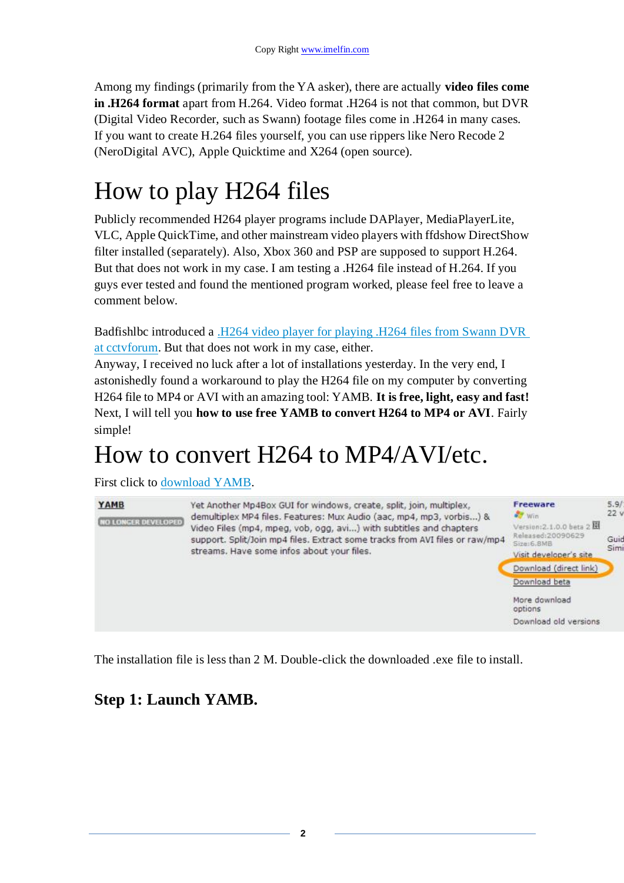Among my findings (primarily from the YA asker), there are actually **video files come in .H264 format** apart from H.264. Video format .H264 is not that common, but DVR (Digital Video Recorder, such as Swann) footage files come in .H264 in many cases. If you want to create H.264 files yourself, you can use rippers like Nero Recode 2 (NeroDigital AVC), Apple Quicktime and X264 (open source).

# How to play H264 files

Publicly recommended H264 player programs include DAPlayer, MediaPlayerLite, VLC, Apple QuickTime, and other mainstream video players with ffdshow DirectShow filter installed (separately). Also, Xbox 360 and PSP are supposed to support H.264. But that does not work in my case. I am testing a .H264 file instead of H.264. If you guys ever tested and found the mentioned program worked, please feel free to leave a comment below.

Badfishlbc introduced a .H264 video player for playing .H264 files from Swann DVR at cctvforum. But that does not work in my case, either.
Anyway, I received no luck after a lot of installations yesterday. In the very end, I astonishedly found a workaround to play the H264 file on my computer by converting H264 file to MP4 or AVI with an amazing tool: YAMB. **It is free, light, easy and fast!** Next, I will tell you **how to use free YAMB to convert H264 to MP4 or AVI**. Fairly simple!

# How to convert H264 to MP4/AVI/etc.

First click to download YAMB.

The installation file is less than 2 M. Double-click the downloaded .exe file to install.

### Step 1: Launch YAMB.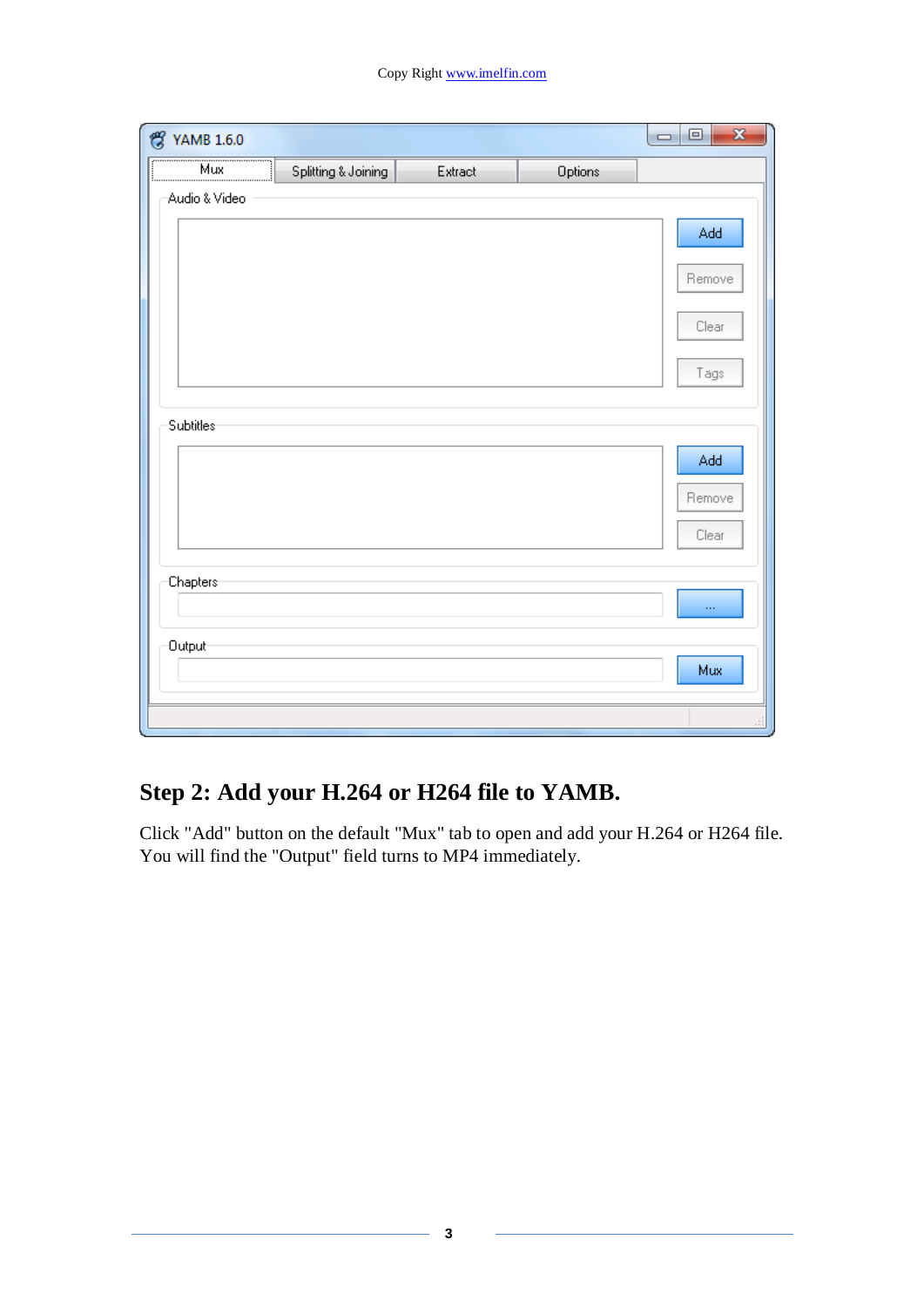## Step 2: Add your H.264 or H264 file to YAMB.

Click "Add" button on the default "Mux" tab to open and add your H.264 or H264 file. You will find the "Output" field turns to MP4 immediately.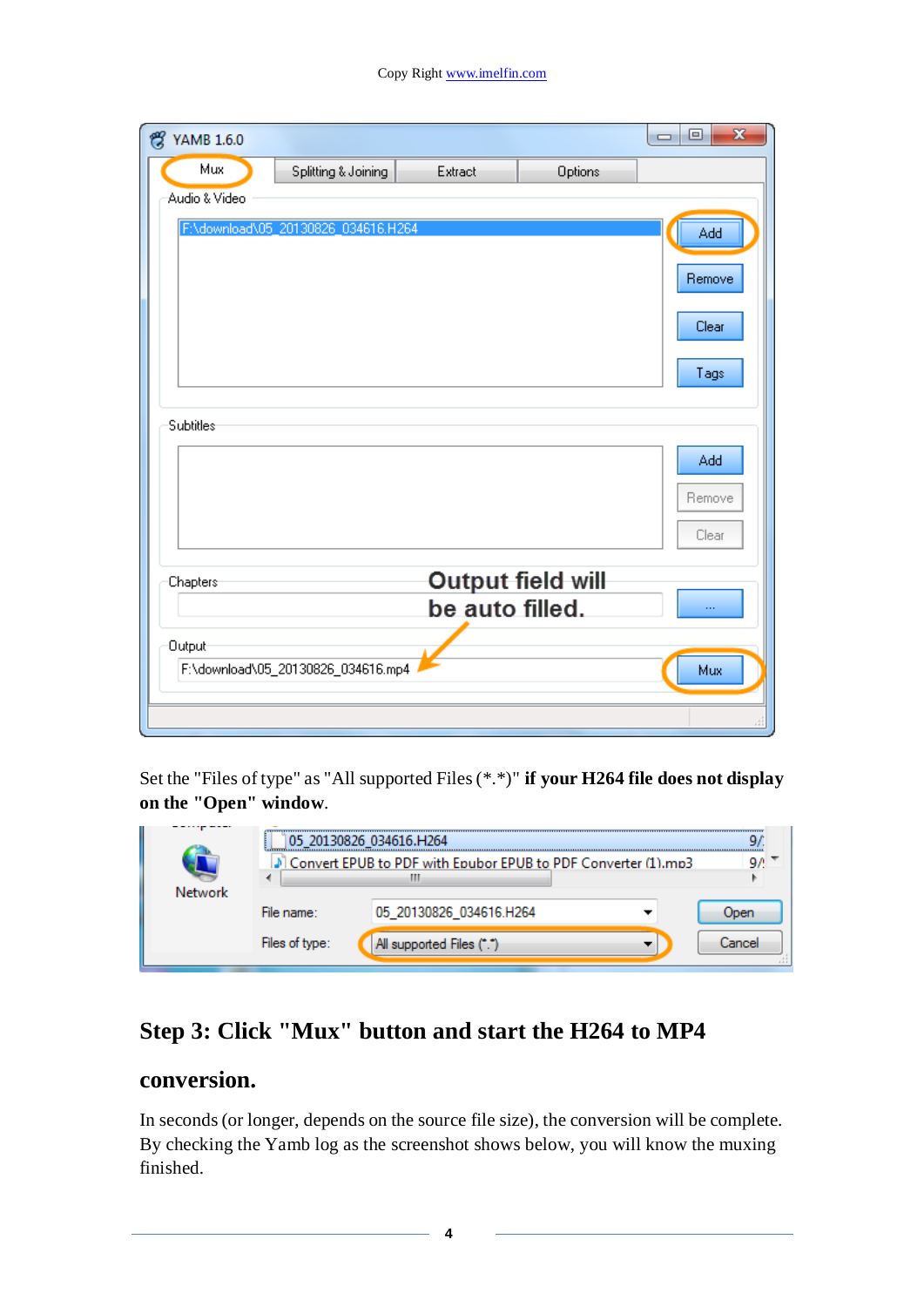Set the "Files of type" as "All supported Files (*.*)" **if your H264 file does not display on the "Open" window**.

## Step 3: Click "Mux" button and start the H264 to MP4 conversion.

In seconds (or longer, depends on the source file size), the conversion will be complete. By checking the Yamb log as the screenshot shows below, you will know the muxing finished.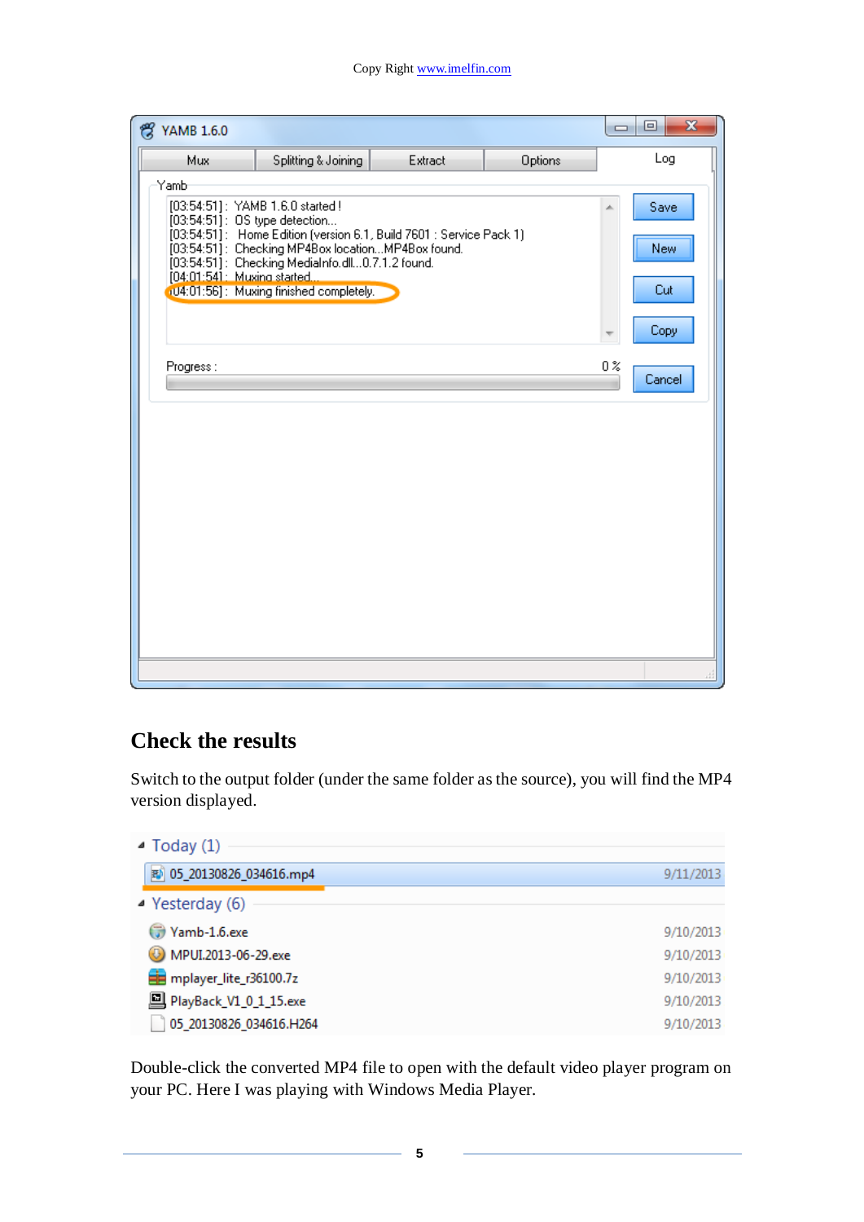## Check the results

Switch to the output folder (under the same folder as the source), you will find the MP4 version displayed.

Double-click the converted MP4 file to open with the default video player program on your PC. Here I was playing with Windows Media Player.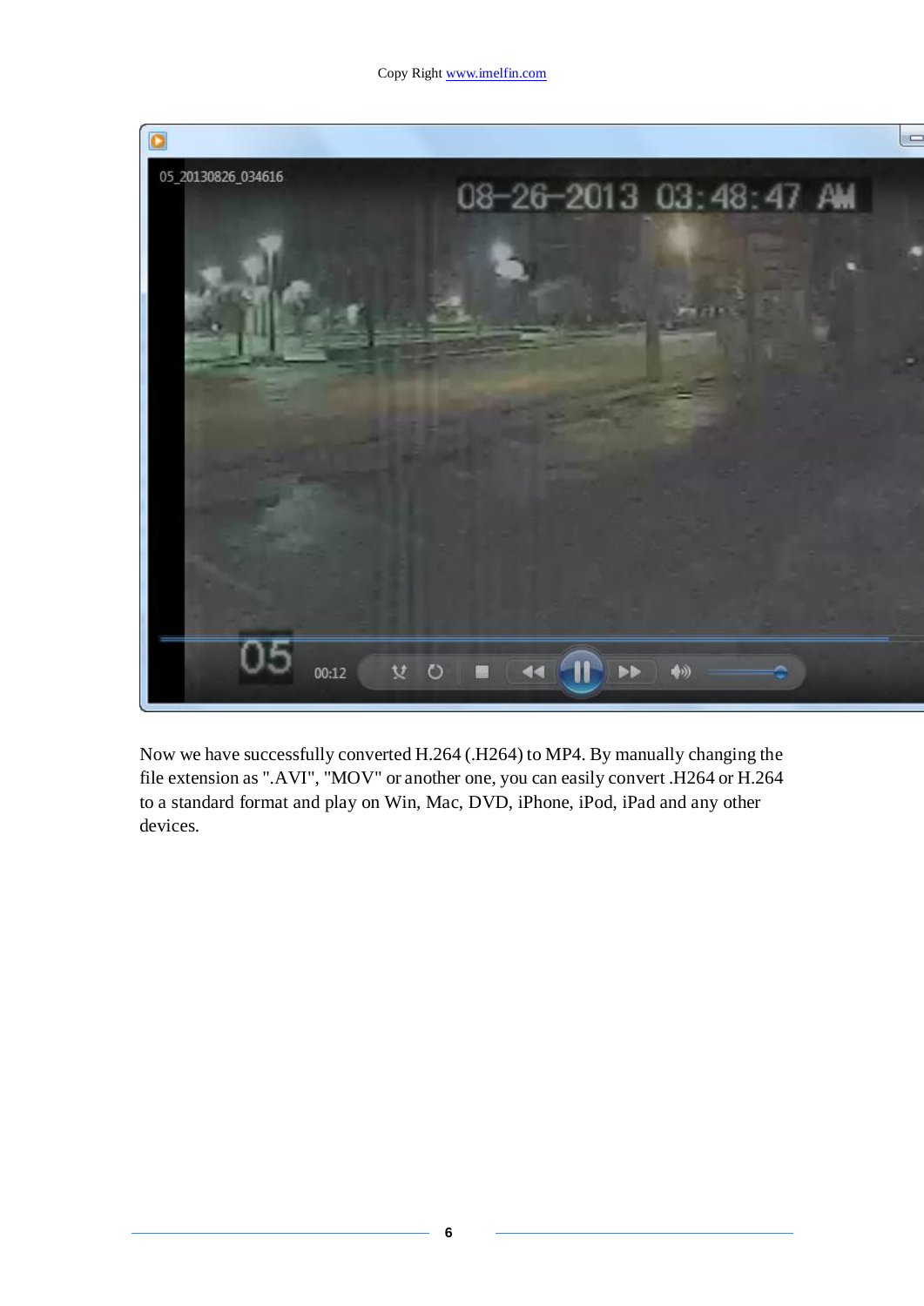Now we have successfully converted H.264 (.H264) to MP4. By manually changing the file extension as ".AVI", "MOV" or another one, you can easily convert .H264 or H.264 to a standard format and play on Win, Mac, DVD, iPhone, iPod, iPad and any other devices.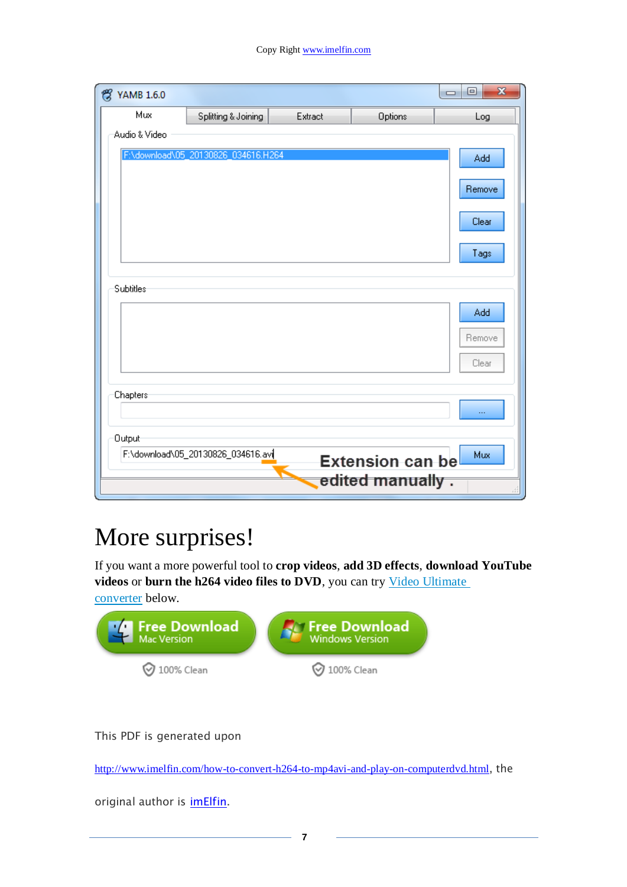# More surprises!

If you want a more powerful tool to **crop videos**, **add 3D effects**, **download YouTube videos** or **burn the h264 video files to DVD**, you can try Video Ultimate converter below.

This PDF is generated upon

http://www.imelfin.com/how-to-convert-h264-to-mp4avi-and-play-on-computerdvd.html, the

original author is imElfin.